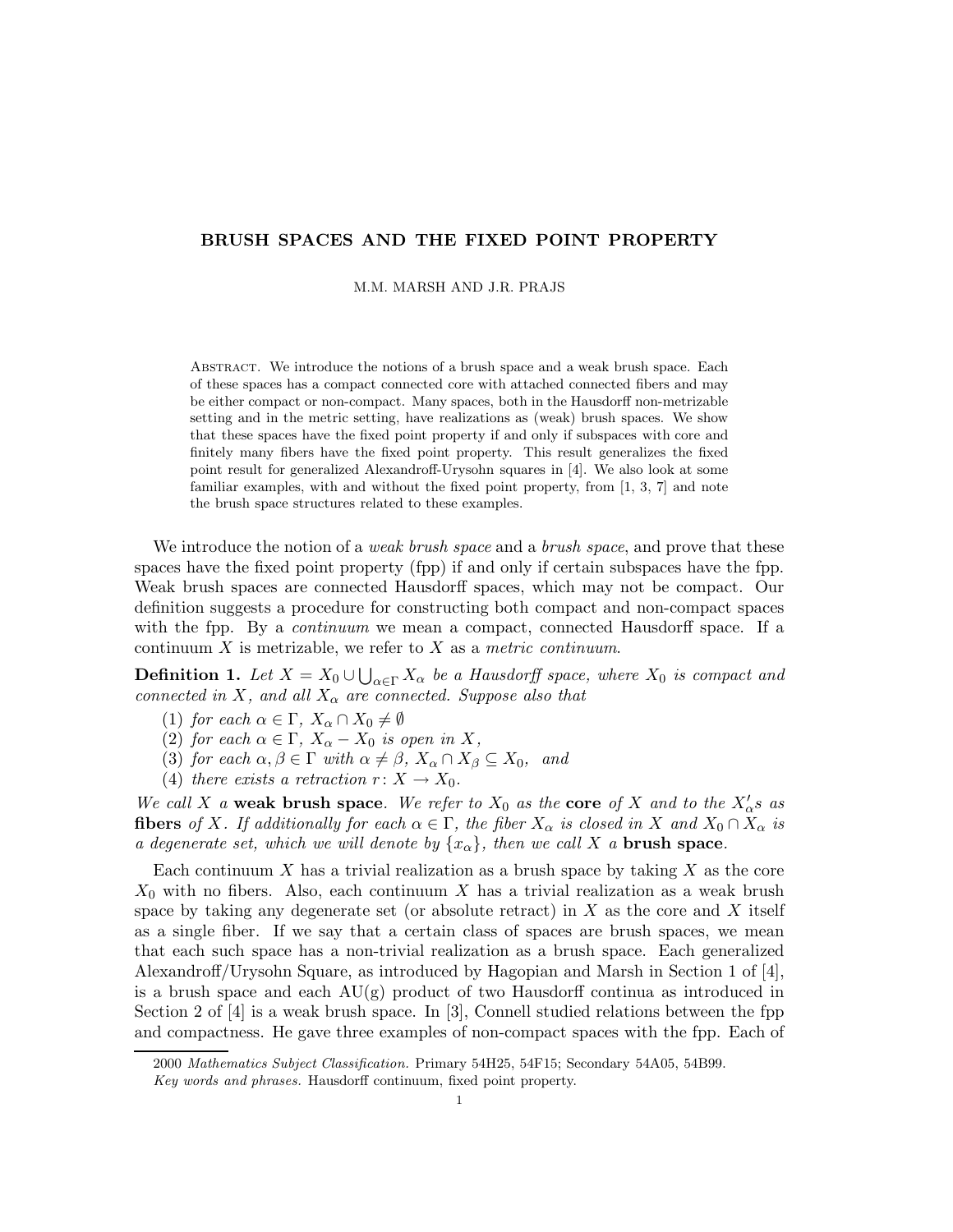# BRUSH SPACES AND THE FIXED POINT PROPERTY

M.M. MARSH AND J.R. PRAJS

Abstract. We introduce the notions of a brush space and a weak brush space. Each of these spaces has a compact connected core with attached connected fibers and may be either compact or non-compact. Many spaces, both in the Hausdorff non-metrizable setting and in the metric setting, have realizations as (weak) brush spaces. We show that these spaces have the fixed point property if and only if subspaces with core and finitely many fibers have the fixed point property. This result generalizes the fixed point result for generalized Alexandroff-Urysohn squares in [4]. We also look at some familiar examples, with and without the fixed point property, from [1, 3, 7] and note the brush space structures related to these examples.

We introduce the notion of a *weak brush space* and a *brush space*, and prove that these spaces have the fixed point property (fpp) if and only if certain subspaces have the fpp. Weak brush spaces are connected Hausdorff spaces, which may not be compact. Our definition suggests a procedure for constructing both compact and non-compact spaces with the fpp. By a *continuum* we mean a compact, connected Hausdorff space. If a continuum $X$ is metrizable, we refer to $X$ as a *metric continuum*.

**Definition 1.** *Let $X = X_0 \cup \bigcup_{\alpha\in\Gamma} X_\alpha$ be a Hausdorff space, where $X_0$ is compact and connected in $X$, and all $X_\alpha$ are connected. Suppose also that*

1. *for each $\alpha \in \Gamma$, $X_\alpha \cap X_0 \neq \emptyset$*
2. *for each $\alpha \in \Gamma$, $X_\alpha - X_0$ is open in $X$,*
3. *for each $\alpha, \beta \in \Gamma$ with $\alpha \neq \beta$, $X_\alpha \cap X_\beta \subseteq X_0$, and*
4. *there exists a retraction $r\colon X \to X_0$.*

*We call $X$ a* **weak brush space**. *We refer to $X_0$ as the* **core** *of $X$ and to the $X_\alpha'$s as* **fibers** *of $X$. If additionally for each $\alpha \in \Gamma$, the fiber $X_\alpha$ is closed in $X$ and $X_0 \cap X_\alpha$ is a degenerate set, which we will denote by $\{x_\alpha\}$, then we call $X$ a* **brush space**.

Each continuum $X$ has a trivial realization as a brush space by taking $X$ as the core $X_0$ with no fibers. Also, each continuum $X$ has a trivial realization as a weak brush space by taking any degenerate set (or absolute retract) in $X$ as the core and $X$ itself as a single fiber. If we say that a certain class of spaces are brush spaces, we mean that each such space has a non-trivial realization as a brush space. Each generalized Alexandroff/Urysohn Square, as introduced by Hagopian and Marsh in Section 1 of [4], is a brush space and each AU(g) product of two Hausdorff continua as introduced in Section 2 of [4] is a weak brush space. In [3], Connell studied relations between the fpp and compactness. He gave three examples of non-compact spaces with the fpp. Each of

2000 *Mathematics Subject Classification.* Primary 54H25, 54F15; Secondary 54A05, 54B99.

*Key words and phrases.* Hausdorff continuum, fixed point property.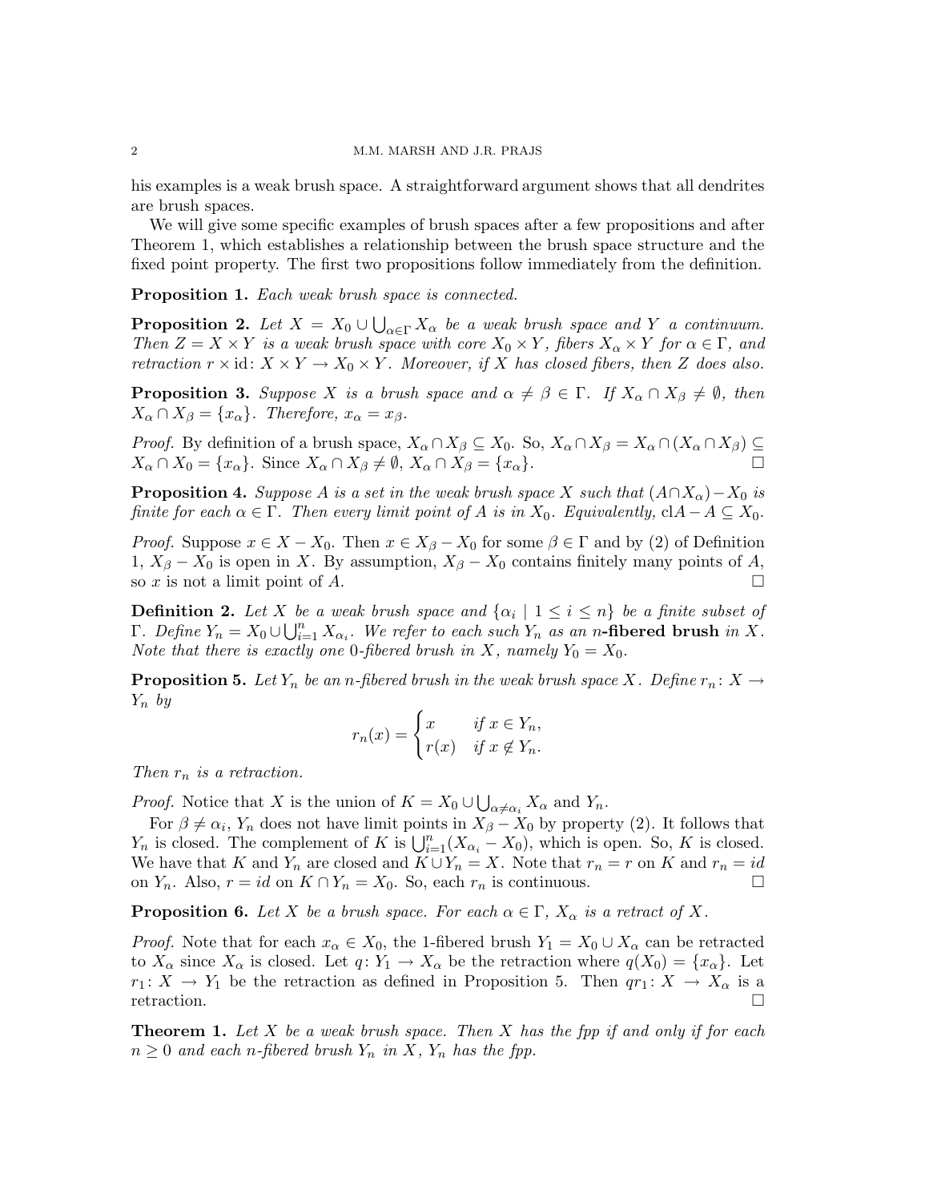his examples is a weak brush space. A straightforward argument shows that all dendrites are brush spaces.

We will give some specific examples of brush spaces after a few propositions and after Theorem 1, which establishes a relationship between the brush space structure and the fixed point property. The first two propositions follow immediately from the definition.

**Proposition 1.** *Each weak brush space is connected.*

**Proposition 2.** *Let $X = X_0 \cup \bigcup_{\alpha\in\Gamma} X_\alpha$ be a weak brush space and $Y$ a continuum. Then $Z = X \times Y$ is a weak brush space with core $X_0 \times Y$, fibers $X_\alpha \times Y$ for $\alpha \in \Gamma$, and retraction $r \times \mathrm{id}\colon X \times Y \to X_0 \times Y$. Moreover, if $X$ has closed fibers, then $Z$ does also.*

**Proposition 3.** *Suppose $X$ is a brush space and $\alpha \neq \beta \in \Gamma$. If $X_\alpha \cap X_\beta \neq \emptyset$, then $X_\alpha \cap X_\beta = \{x_\alpha\}$. Therefore, $x_\alpha = x_\beta$.*

*Proof.* By definition of a brush space, $X_\alpha \cap X_\beta \subseteq X_0$. So, $X_\alpha \cap X_\beta = X_\alpha \cap (X_\alpha \cap X_\beta) \subseteq X_\alpha \cap X_0 = \{x_\alpha\}$. Since $X_\alpha \cap X_\beta \neq \emptyset$, $X_\alpha \cap X_\beta = \{x_\alpha\}$. □

**Proposition 4.** *Suppose $A$ is a set in the weak brush space $X$ such that $(A\cap X_\alpha) - X_0$ is finite for each $\alpha \in \Gamma$. Then every limit point of $A$ is in $X_0$. Equivalently, $\mathrm{cl}A - A \subseteq X_0$.*

*Proof.* Suppose $x \in X - X_0$. Then $x \in X_\beta - X_0$ for some $\beta \in \Gamma$ and by (2) of Definition 1, $X_\beta - X_0$ is open in $X$. By assumption, $X_\beta - X_0$ contains finitely many points of $A$, so $x$ is not a limit point of $A$. □

**Definition 2.** *Let $X$ be a weak brush space and $\{\alpha_i \mid 1 \leq i \leq n\}$ be a finite subset of $\Gamma$. Define $Y_n = X_0 \cup \bigcup_{i=1}^n X_{\alpha_i}$. We refer to each such $Y_n$ as an* **$n$-fibered brush** *in $X$. Note that there is exactly one 0-fibered brush in $X$, namely $Y_0 = X_0$.*

**Proposition 5.** *Let $Y_n$ be an $n$-fibered brush in the weak brush space $X$. Define $r_n\colon X \to Y_n$ by*

$$r_n(x) = \begin{cases} x & \text{if } x \in Y_n, \\ r(x) & \text{if } x \notin Y_n. \end{cases}$$

*Then $r_n$ is a retraction.*

*Proof.* Notice that $X$ is the union of $K = X_0 \cup \bigcup_{\alpha\neq\alpha_i} X_\alpha$ and $Y_n$.

For $\beta \neq \alpha_i$, $Y_n$ does not have limit points in $X_\beta - X_0$ by property (2). It follows that $Y_n$ is closed. The complement of $K$ is $\bigcup_{i=1}^n (X_{\alpha_i} - X_0)$, which is open. So, $K$ is closed. We have that $K$ and $Y_n$ are closed and $K \cup Y_n = X$. Note that $r_n = r$ on $K$ and $r_n = id$ on $Y_n$. Also, $r = id$ on $K \cap Y_n = X_0$. So, each $r_n$ is continuous. □

**Proposition 6.** *Let $X$ be a brush space. For each $\alpha \in \Gamma$, $X_\alpha$ is a retract of $X$.*

*Proof.* Note that for each $x_\alpha \in X_0$, the 1-fibered brush $Y_1 = X_0 \cup X_\alpha$ can be retracted to $X_\alpha$ since $X_\alpha$ is closed. Let $q\colon Y_1 \to X_\alpha$ be the retraction where $q(X_0) = \{x_\alpha\}$. Let $r_1\colon X \to Y_1$ be the retraction as defined in Proposition 5. Then $qr_1\colon X \to X_\alpha$ is a retraction. □

**Theorem 1.** *Let $X$ be a weak brush space. Then $X$ has the fpp if and only if for each $n \geq 0$ and each $n$-fibered brush $Y_n$ in $X$, $Y_n$ has the fpp.*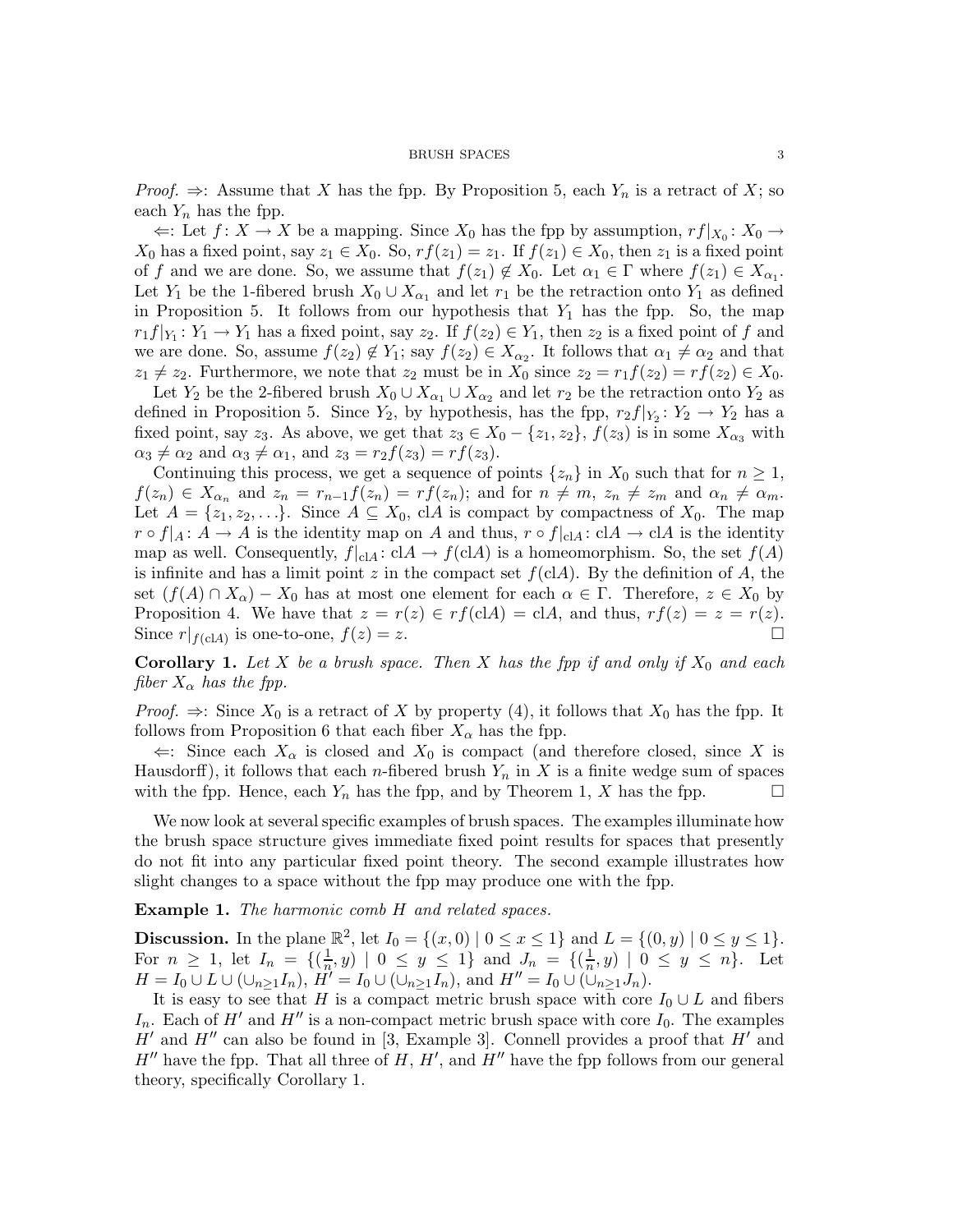*Proof.* $\Rightarrow$: Assume that $X$ has the fpp. By Proposition 5, each $Y_n$ is a retract of $X$; so each $Y_n$ has the fpp.

$\Leftarrow$: Let $f\colon X \to X$ be a mapping. Since $X_0$ has the fpp by assumption, $rf|_{X_0}\colon X_0 \to X_0$ has a fixed point, say $z_1 \in X_0$. So, $rf(z_1) = z_1$. If $f(z_1) \in X_0$, then $z_1$ is a fixed point of $f$ and we are done. So, we assume that $f(z_1) \notin X_0$. Let $\alpha_1 \in \Gamma$ where $f(z_1) \in X_{\alpha_1}$. Let $Y_1$ be the 1-fibered brush $X_0 \cup X_{\alpha_1}$ and let $r_1$ be the retraction onto $Y_1$ as defined in Proposition 5. It follows from our hypothesis that $Y_1$ has the fpp. So, the map $r_1 f|_{Y_1}\colon Y_1 \to Y_1$ has a fixed point, say $z_2$. If $f(z_2) \in Y_1$, then $z_2$ is a fixed point of $f$ and we are done. So, assume $f(z_2) \notin Y_1$; say $f(z_2) \in X_{\alpha_2}$. It follows that $\alpha_1 \neq \alpha_2$ and that $z_1 \neq z_2$. Furthermore, we note that $z_2$ must be in $X_0$ since $z_2 = r_1 f(z_2) = rf(z_2) \in X_0$.

Let $Y_2$ be the 2-fibered brush $X_0 \cup X_{\alpha_1} \cup X_{\alpha_2}$ and let $r_2$ be the retraction onto $Y_2$ as defined in Proposition 5. Since $Y_2$, by hypothesis, has the fpp, $r_2 f|_{Y_2}\colon Y_2 \to Y_2$ has a fixed point, say $z_3$. As above, we get that $z_3 \in X_0 - \{z_1, z_2\}$, $f(z_3)$ is in some $X_{\alpha_3}$ with $\alpha_3 \neq \alpha_2$ and $\alpha_3 \neq \alpha_1$, and $z_3 = r_2 f(z_3) = rf(z_3)$.

Continuing this process, we get a sequence of points $\{z_n\}$ in $X_0$ such that for $n \geq 1$, $f(z_n) \in X_{\alpha_n}$ and $z_n = r_{n-1} f(z_n) = rf(z_n)$; and for $n \neq m$, $z_n \neq z_m$ and $\alpha_n \neq \alpha_m$. Let $A = \{z_1, z_2, \ldots\}$. Since $A \subseteq X_0$, cl$A$ is compact by compactness of $X_0$. The map $r \circ f|_A\colon A \to A$ is the identity map on $A$ and thus, $r \circ f|_{\mathrm{cl}A}\colon \mathrm{cl}A \to \mathrm{cl}A$ is the identity map as well. Consequently, $f|_{\mathrm{cl}A}\colon \mathrm{cl}A \to f(\mathrm{cl}A)$ is a homeomorphism. So, the set $f(A)$ is infinite and has a limit point $z$ in the compact set $f(\mathrm{cl}A)$. By the definition of $A$, the set $(f(A) \cap X_\alpha) - X_0$ has at most one element for each $\alpha \in \Gamma$. Therefore, $z \in X_0$ by Proposition 4. We have that $z = r(z) \in rf(\mathrm{cl}A) = \mathrm{cl}A$, and thus, $rf(z) = z = r(z)$. Since $r|_{f(\mathrm{cl}A)}$ is one-to-one, $f(z) = z$. $\square$

**Corollary 1.** *Let $X$ be a brush space. Then $X$ has the fpp if and only if $X_0$ and each fiber $X_\alpha$ has the fpp.*

*Proof.* $\Rightarrow$: Since $X_0$ is a retract of $X$ by property (4), it follows that $X_0$ has the fpp. It follows from Proposition 6 that each fiber $X_\alpha$ has the fpp.

$\Leftarrow$: Since each $X_\alpha$ is closed and $X_0$ is compact (and therefore closed, since $X$ is Hausdorff), it follows that each $n$-fibered brush $Y_n$ in $X$ is a finite wedge sum of spaces with the fpp. Hence, each $Y_n$ has the fpp, and by Theorem 1, $X$ has the fpp. $\square$

We now look at several specific examples of brush spaces. The examples illuminate how the brush space structure gives immediate fixed point results for spaces that presently do not fit into any particular fixed point theory. The second example illustrates how slight changes to a space without the fpp may produce one with the fpp.

**Example 1.** *The harmonic comb $H$ and related spaces.*

**Discussion.** In the plane $\mathbb{R}^2$, let $I_0 = \{(x, 0) \mid 0 \leq x \leq 1\}$ and $L = \{(0, y) \mid 0 \leq y \leq 1\}$. For $n \geq 1$, let $I_n = \{(\frac{1}{n}, y) \mid 0 \leq y \leq 1\}$ and $J_n = \{(\frac{1}{n}, y) \mid 0 \leq y \leq n\}$. Let $H = I_0 \cup L \cup (\cup_{n\geq 1} I_n)$, $H' = I_0 \cup (\cup_{n\geq 1} I_n)$, and $H'' = I_0 \cup (\cup_{n\geq 1} J_n)$.

It is easy to see that $H$ is a compact metric brush space with core $I_0 \cup L$ and fibers $I_n$. Each of $H'$ and $H''$ is a non-compact metric brush space with core $I_0$. The examples $H'$ and $H''$ can also be found in [3, Example 3]. Connell provides a proof that $H'$ and $H''$ have the fpp. That all three of $H$, $H'$, and $H''$ have the fpp follows from our general theory, specifically Corollary 1.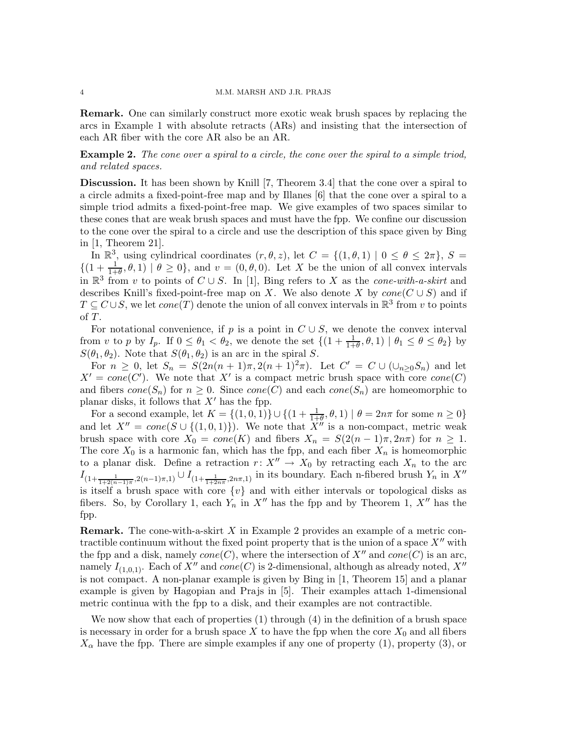**Remark.** One can similarly construct more exotic weak brush spaces by replacing the arcs in Example 1 with absolute retracts (ARs) and insisting that the intersection of each AR fiber with the core AR also be an AR.

**Example 2.** *The cone over a spiral to a circle, the cone over the spiral to a simple triod, and related spaces.*

**Discussion.** It has been shown by Knill [7, Theorem 3.4] that the cone over a spiral to a circle admits a fixed-point-free map and by Illanes [6] that the cone over a spiral to a simple triod admits a fixed-point-free map. We give examples of two spaces similar to these cones that are weak brush spaces and must have the fpp. We confine our discussion to the cone over the spiral to a circle and use the description of this space given by Bing in [1, Theorem 21].

In $\mathbb{R}^3$, using cylindrical coordinates $(r, \theta, z)$, let $C = \{(1, \theta, 1) \mid 0 \leq \theta \leq 2\pi\}$, $S = \{(1 + \frac{1}{1+\theta}, \theta, 1) \mid \theta \geq 0\}$, and $v = (0, \theta, 0)$. Let $X$ be the union of all convex intervals in $\mathbb{R}^3$ from $v$ to points of $C \cup S$. In [1], Bing refers to $X$ as the *cone-with-a-skirt* and describes Knill's fixed-point-free map on $X$. We also denote $X$ by $cone(C \cup S)$ and if $T \subseteq C \cup S$, we let $cone(T)$ denote the union of all convex intervals in $\mathbb{R}^3$ from $v$ to points of $T$.

For notational convenience, if $p$ is a point in $C \cup S$, we denote the convex interval from $v$ to $p$ by $I_p$. If $0 \leq \theta_1 < \theta_2$, we denote the set $\{(1 + \frac{1}{1+\theta}, \theta, 1) \mid \theta_1 \leq \theta \leq \theta_2\}$ by $S(\theta_1, \theta_2)$. Note that $S(\theta_1, \theta_2)$ is an arc in the spiral $S$.

For $n \geq 0$, let $S_n = S(2n(n+1)\pi, 2(n+1)^2\pi)$. Let $C' = C \cup (\cup_{n \geq 0} S_n)$ and let $X' = cone(C')$. We note that $X'$ is a compact metric brush space with core $cone(C)$ and fibers $cone(S_n)$ for $n \geq 0$. Since $cone(C)$ and each $cone(S_n)$ are homeomorphic to planar disks, it follows that $X'$ has the fpp.

For a second example, let $K = \{(1, 0, 1)\} \cup \{(1 + \frac{1}{1+\theta}, \theta, 1) \mid \theta = 2n\pi \text{ for some } n \geq 0\}$ and let $X'' = cone(S \cup \{(1, 0, 1)\})$. We note that $X''$ is a non-compact, metric weak brush space with core $X_0 = cone(K)$ and fibers $X_n = S(2(n-1)\pi, 2n\pi)$ for $n \geq 1$. The core $X_0$ is a harmonic fan, which has the fpp, and each fiber $X_n$ is homeomorphic to a planar disk. Define a retraction $r \colon X'' \to X_0$ by retracting each $X_n$ to the arc $I_{(1+\frac{1}{1+2(n-1)\pi}, 2(n-1)\pi, 1)} \cup I_{(1+\frac{1}{1+2n\pi}, 2n\pi, 1)}$ in its boundary. Each n-fibered brush $Y_n$ in $X''$ is itself a brush space with core $\{v\}$ and with either intervals or topological disks as fibers. So, by Corollary 1, each $Y_n$ in $X''$ has the fpp and by Theorem 1, $X''$ has the fpp.

**Remark.** The cone-with-a-skirt $X$ in Example 2 provides an example of a metric contractible continuum without the fixed point property that is the union of a space $X''$ with the fpp and a disk, namely $cone(C)$, where the intersection of $X''$ and $cone(C)$ is an arc, namely $I_{(1,0,1)}$. Each of $X''$ and $cone(C)$ is 2-dimensional, although as already noted, $X''$ is not compact. A non-planar example is given by Bing in [1, Theorem 15] and a planar example is given by Hagopian and Prajs in [5]. Their examples attach 1-dimensional metric continua with the fpp to a disk, and their examples are not contractible.

We now show that each of properties (1) through (4) in the definition of a brush space is necessary in order for a brush space $X$ to have the fpp when the core $X_0$ and all fibers $X_\alpha$ have the fpp. There are simple examples if any one of property (1), property (3), or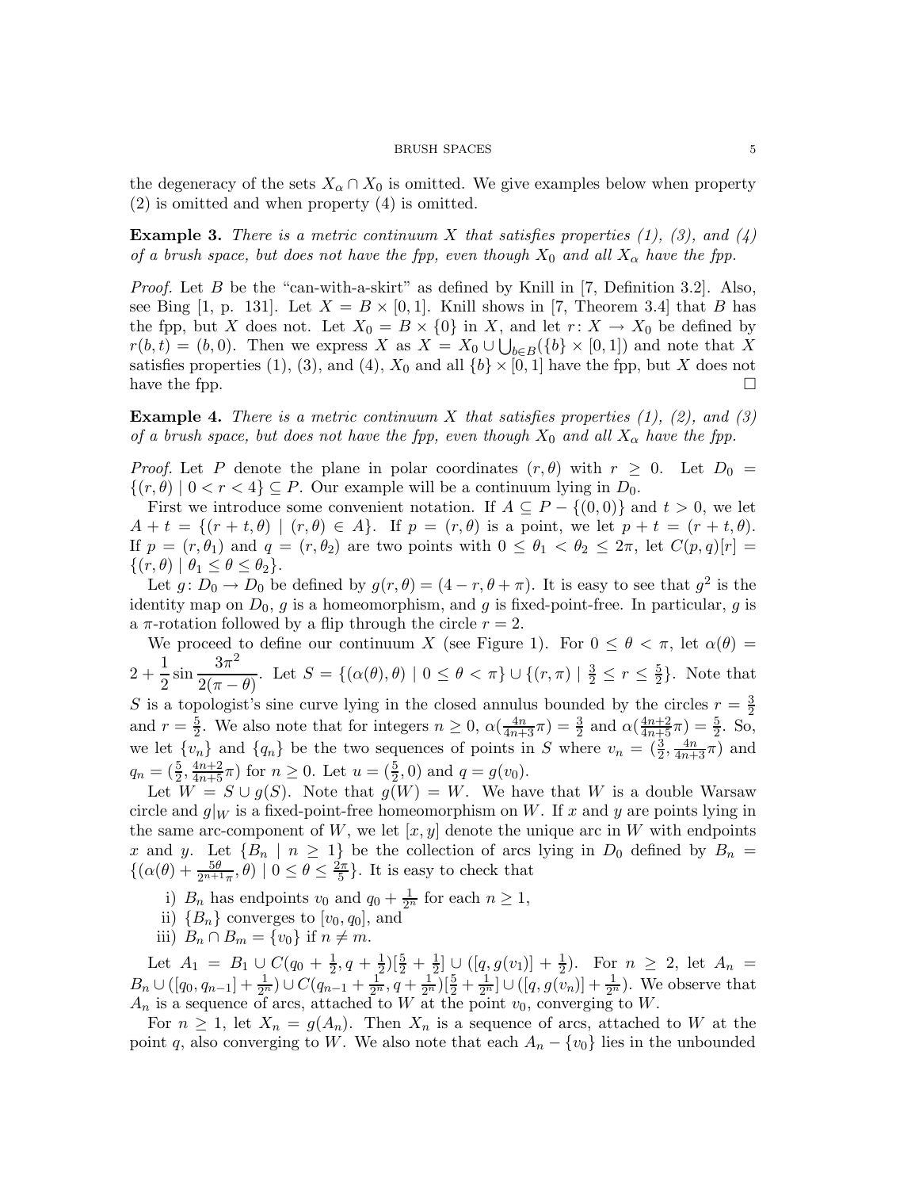the degeneracy of the sets $X_\alpha \cap X_0$ is omitted. We give examples below when property (2) is omitted and when property (4) is omitted.

**Example 3.** *There is a metric continuum $X$ that satisfies properties (1), (3), and (4) of a brush space, but does not have the fpp, even though $X_0$ and all $X_\alpha$ have the fpp.*

*Proof.* Let $B$ be the "can-with-a-skirt" as defined by Knill in [7, Definition 3.2]. Also, see Bing [1, p. 131]. Let $X = B \times [0,1]$. Knill shows in [7, Theorem 3.4] that $B$ has the fpp, but $X$ does not. Let $X_0 = B \times \{0\}$ in $X$, and let $r\colon X \to X_0$ be defined by $r(b,t) = (b,0)$. Then we express $X$ as $X = X_0 \cup \bigcup_{b\in B}(\{b\} \times [0,1])$ and note that $X$ satisfies properties (1), (3), and (4), $X_0$ and all $\{b\} \times [0,1]$ have the fpp, but $X$ does not have the fpp. $\square$

**Example 4.** *There is a metric continuum $X$ that satisfies properties (1), (2), and (3) of a brush space, but does not have the fpp, even though $X_0$ and all $X_\alpha$ have the fpp.*

*Proof.* Let $P$ denote the plane in polar coordinates $(r,\theta)$ with $r \geq 0$. Let $D_0 = \{(r,\theta) \mid 0 < r < 4\} \subseteq P$. Our example will be a continuum lying in $D_0$.

First we introduce some convenient notation. If $A \subseteq P - \{(0,0)\}$ and $t > 0$, we let $A + t = \{(r+t,\theta) \mid (r,\theta) \in A\}$. If $p = (r,\theta)$ is a point, we let $p + t = (r+t,\theta)$. If $p = (r,\theta_1)$ and $q = (r,\theta_2)$ are two points with $0 \leq \theta_1 < \theta_2 \leq 2\pi$, let $C(p,q)[r] = \{(r,\theta) \mid \theta_1 \leq \theta \leq \theta_2\}$.

Let $g\colon D_0 \to D_0$ be defined by $g(r,\theta) = (4-r, \theta+\pi)$. It is easy to see that $g^2$ is the identity map on $D_0$, $g$ is a homeomorphism, and $g$ is fixed-point-free. In particular, $g$ is a $\pi$-rotation followed by a flip through the circle $r = 2$.

We proceed to define our continuum $X$ (see Figure 1). For $0 \leq \theta < \pi$, let $\alpha(\theta) = 2 + \dfrac{1}{2}\sin\dfrac{3\pi^2}{2(\pi-\theta)}$. Let $S = \{(\alpha(\theta),\theta) \mid 0 \leq \theta < \pi\} \cup \{(r,\pi) \mid \frac{3}{2} \leq r \leq \frac{5}{2}\}$. Note that $S$ is a topologist's sine curve lying in the closed annulus bounded by the circles $r = \frac{3}{2}$ and $r = \frac{5}{2}$. We also note that for integers $n \geq 0$, $\alpha(\frac{4n}{4n+3}\pi) = \frac{3}{2}$ and $\alpha(\frac{4n+2}{4n+5}\pi) = \frac{5}{2}$. So, we let $\{v_n\}$ and $\{q_n\}$ be the two sequences of points in $S$ where $v_n = (\frac{3}{2}, \frac{4n}{4n+3}\pi)$ and $q_n = (\frac{5}{2}, \frac{4n+2}{4n+5}\pi)$ for $n \geq 0$. Let $u = (\frac{5}{2}, 0)$ and $q = g(v_0)$.

Let $W = S \cup g(S)$. Note that $g(W) = W$. We have that $W$ is a double Warsaw circle and $g|_W$ is a fixed-point-free homeomorphism on $W$. If $x$ and $y$ are points lying in the same arc-component of $W$, we let $[x,y]$ denote the unique arc in $W$ with endpoints $x$ and $y$. Let $\{B_n \mid n \geq 1\}$ be the collection of arcs lying in $D_0$ defined by $B_n = \{(\alpha(\theta) + \frac{5\theta}{2^{n+1}\pi}, \theta) \mid 0 \leq \theta \leq \frac{2\pi}{5}\}$. It is easy to check that

i) $B_n$ has endpoints $v_0$ and $q_0 + \frac{1}{2^n}$ for each $n \geq 1$,
ii) $\{B_n\}$ converges to $[v_0, q_0]$, and
iii) $B_n \cap B_m = \{v_0\}$ if $n \neq m$.

Let $A_1 = B_1 \cup C(q_0 + \frac{1}{2}, q + \frac{1}{2})[\frac{5}{2} + \frac{1}{2}] \cup ([q, g(v_1)] + \frac{1}{2})$. For $n \geq 2$, let $A_n = B_n \cup ([q_0, q_{n-1}] + \frac{1}{2^n}) \cup C(q_{n-1} + \frac{1}{2^n}, q + \frac{1}{2^n})[\frac{5}{2} + \frac{1}{2^n}] \cup ([q, g(v_n)] + \frac{1}{2^n})$. We observe that $A_n$ is a sequence of arcs, attached to $W$ at the point $v_0$, converging to $W$.

For $n \geq 1$, let $X_n = g(A_n)$. Then $X_n$ is a sequence of arcs, attached to $W$ at the point $q$, also converging to $W$. We also note that each $A_n - \{v_0\}$ lies in the unbounded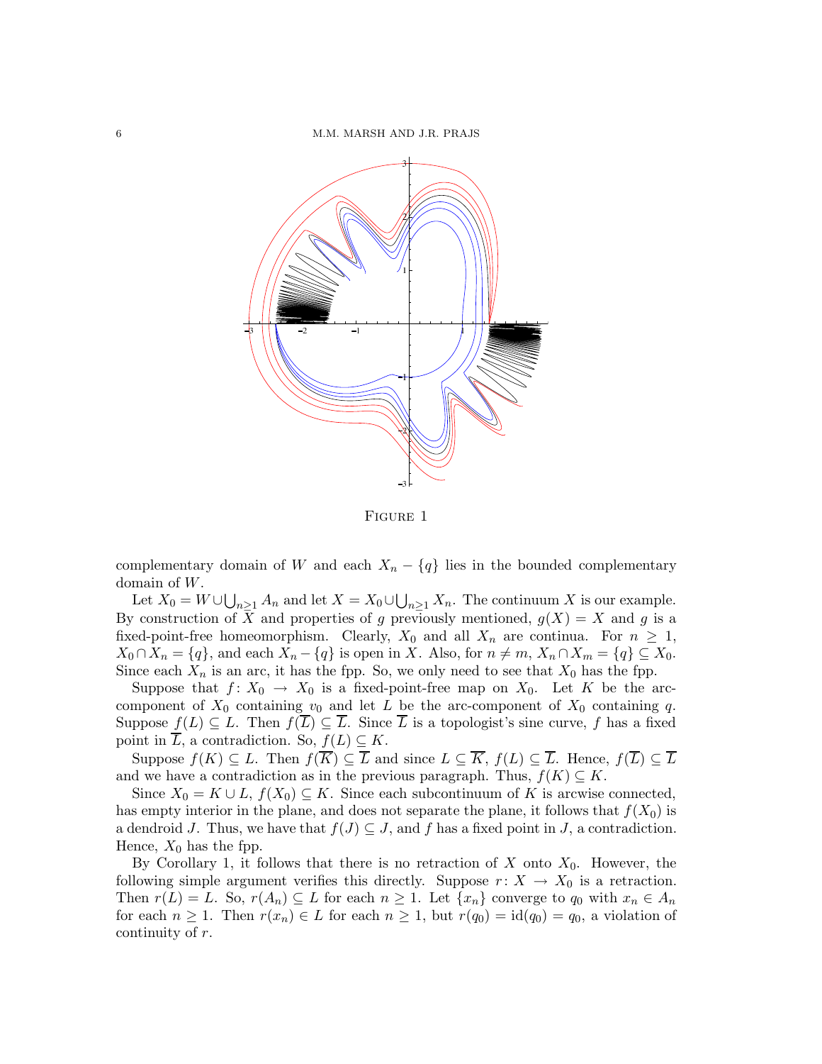Figure 1

complementary domain of $W$ and each $X_n - \{q\}$ lies in the bounded complementary domain of $W$.

Let $X_0 = W \cup \bigcup_{n\geq 1} A_n$ and let $X = X_0 \cup \bigcup_{n\geq 1} X_n$. The continuum $X$ is our example. By construction of $X$ and properties of $g$ previously mentioned, $g(X) = X$ and $g$ is a fixed-point-free homeomorphism. Clearly, $X_0$ and all $X_n$ are continua. For $n \geq 1$, $X_0 \cap X_n = \{q\}$, and each $X_n - \{q\}$ is open in $X$. Also, for $n \neq m$, $X_n \cap X_m = \{q\} \subseteq X_0$. Since each $X_n$ is an arc, it has the fpp. So, we only need to see that $X_0$ has the fpp.

Suppose that $f \colon X_0 \to X_0$ is a fixed-point-free map on $X_0$. Let $K$ be the arc-component of $X_0$ containing $v_0$ and let $L$ be the arc-component of $X_0$ containing $q$. Suppose $f(L) \subseteq L$. Then $f(\overline{L}) \subseteq \overline{L}$. Since $\overline{L}$ is a topologist's sine curve, $f$ has a fixed point in $\overline{L}$, a contradiction. So, $f(L) \subseteq K$.

Suppose $f(K) \subseteq L$. Then $f(\overline{K}) \subseteq \overline{L}$ and since $L \subseteq \overline{K}$, $f(L) \subseteq \overline{L}$. Hence, $f(\overline{L}) \subseteq \overline{L}$ and we have a contradiction as in the previous paragraph. Thus, $f(K) \subseteq K$.

Since $X_0 = K \cup L$, $f(X_0) \subseteq K$. Since each subcontinuum of $K$ is arcwise connected, has empty interior in the plane, and does not separate the plane, it follows that $f(X_0)$ is a dendroid $J$. Thus, we have that $f(J) \subseteq J$, and $f$ has a fixed point in $J$, a contradiction. Hence, $X_0$ has the fpp.

By Corollary 1, it follows that there is no retraction of $X$ onto $X_0$. However, the following simple argument verifies this directly. Suppose $r \colon X \to X_0$ is a retraction. Then $r(L) = L$. So, $r(A_n) \subseteq L$ for each $n \geq 1$. Let $\{x_n\}$ converge to $q_0$ with $x_n \in A_n$ for each $n \geq 1$. Then $r(x_n) \in L$ for each $n \geq 1$, but $r(q_0) = \mathrm{id}(q_0) = q_0$, a violation of continuity of $r$.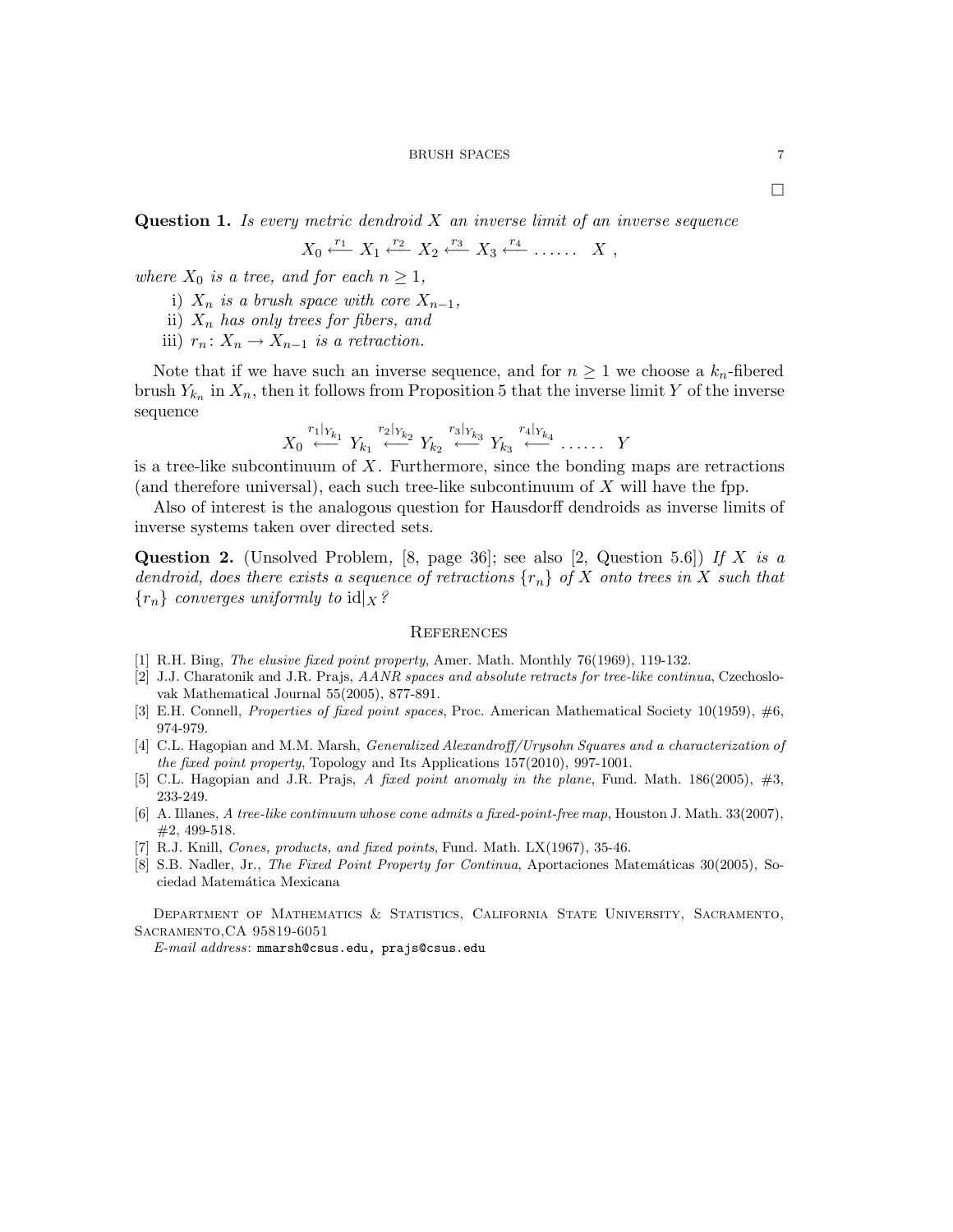□

**Question 1.** *Is every metric dendroid $X$ an inverse limit of an inverse sequence*

$$X_0 \xleftarrow{r_1} X_1 \xleftarrow{r_2} X_2 \xleftarrow{r_3} X_3 \xleftarrow{r_4} \ldots\ldots \quad X\ ,$$

*where $X_0$ is a tree, and for each $n \geq 1$,*

i) *$X_n$ is a brush space with core $X_{n-1}$,*
ii) *$X_n$ has only trees for fibers, and*
iii) *$r_n \colon X_n \to X_{n-1}$ is a retraction.*

Note that if we have such an inverse sequence, and for $n \geq 1$ we choose a $k_n$-fibered brush $Y_{k_n}$ in $X_n$, then it follows from Proposition 5 that the inverse limit $Y$ of the inverse sequence

$$X_0 \xleftarrow{r_1|_{Y_{k_1}}} Y_{k_1} \xleftarrow{r_2|_{Y_{k_2}}} Y_{k_2} \xleftarrow{r_3|_{Y_{k_3}}} Y_{k_3} \xleftarrow{r_4|_{Y_{k_4}}} \ldots\ldots \quad Y$$

is a tree-like subcontinuum of $X$. Furthermore, since the bonding maps are retractions (and therefore universal), each such tree-like subcontinuum of $X$ will have the fpp.

Also of interest is the analogous question for Hausdorff dendroids as inverse limits of inverse systems taken over directed sets.

**Question 2.** (Unsolved Problem, [8, page 36]; see also [2, Question 5.6]) *If $X$ is a dendroid, does there exists a sequence of retractions $\{r_n\}$ of $X$ onto trees in $X$ such that $\{r_n\}$ converges uniformly to $\mathrm{id}|_X$?*

## References

[1] R.H. Bing, *The elusive fixed point property*, Amer. Math. Monthly 76(1969), 119-132.
[2] J.J. Charatonik and J.R. Prajs, *AANR spaces and absolute retracts for tree-like continua*, Czechoslovak Mathematical Journal 55(2005), 877-891.
[3] E.H. Connell, *Properties of fixed point spaces*, Proc. American Mathematical Society 10(1959), #6, 974-979.
[4] C.L. Hagopian and M.M. Marsh, *Generalized Alexandroff/Urysohn Squares and a characterization of the fixed point property*, Topology and Its Applications 157(2010), 997-1001.
[5] C.L. Hagopian and J.R. Prajs, *A fixed point anomaly in the plane*, Fund. Math. 186(2005), #3, 233-249.
[6] A. Illanes, *A tree-like continuum whose cone admits a fixed-point-free map*, Houston J. Math. 33(2007), #2, 499-518.
[7] R.J. Knill, *Cones, products, and fixed points*, Fund. Math. LX(1967), 35-46.
[8] S.B. Nadler, Jr., *The Fixed Point Property for Continua*, Aportaciones Matemáticas 30(2005), Sociedad Matemática Mexicana

Department of Mathematics & Statistics, California State University, Sacramento, Sacramento,CA 95819-6051

*E-mail address*: mmarsh@csus.edu, prajs@csus.edu